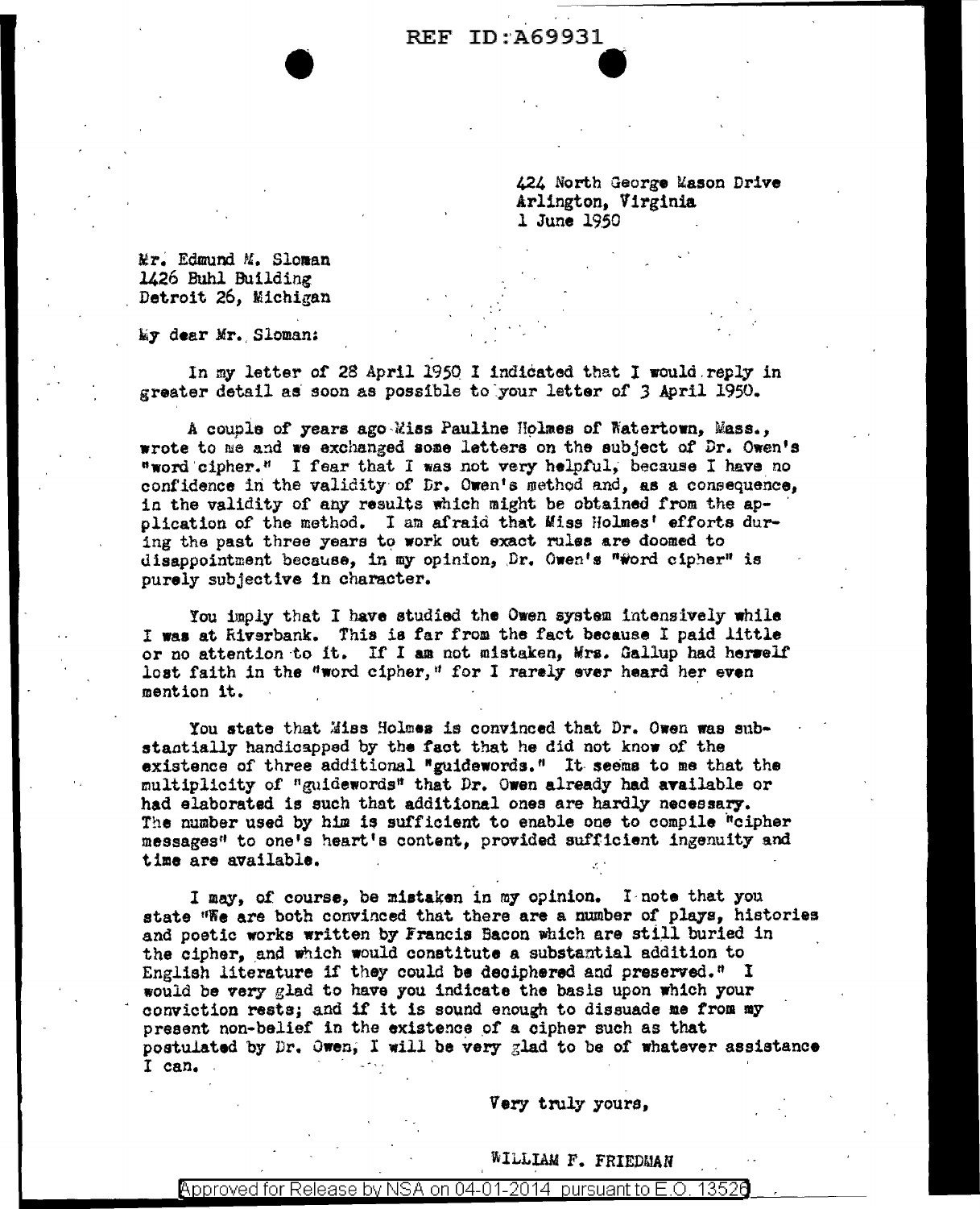424 North George Mason Drive
Arlington, Virginia
1 June 1950

Mr. Edmund M. Sloman
1426 Buhl Building
Detroit 26, Michigan

My dear Mr. Sloman:

In my letter of 28 April 1950 I indicated that I would reply in greater detail as soon as possible to your letter of 3 April 1950.

A couple of years ago Miss Pauline Holmes of Watertown, Mass., wrote to me and we exchanged some letters on the subject of Dr. Owen's "word cipher." I fear that I was not very helpful, because I have no confidence in the validity of Dr. Owen's method and, as a consequence, in the validity of any results which might be obtained from the application of the method. I am afraid that Miss Holmes' efforts during the past three years to work out exact rules are doomed to disappointment because, in my opinion, Dr. Owen's "word cipher" is purely subjective in character.

You imply that I have studied the Owen system intensively while I was at Riverbank. This is far from the fact because I paid little or no attention to it. If I am not mistaken, Mrs. Gallup had herself lost faith in the "word cipher," for I rarely ever heard her even mention it.

You state that Miss Holmes is convinced that Dr. Owen was substantially handicapped by the fact that he did not know of the existence of three additional "guidewords." It seems to me that the multiplicity of "guidewords" that Dr. Owen already had available or had elaborated is such that additional ones are hardly necessary. The number used by him is sufficient to enable one to compile "cipher messages" to one's heart's content, provided sufficient ingenuity and time are available.

I may, of course, be mistaken in my opinion. I note that you state "We are both convinced that there are a number of plays, histories and poetic works written by Francis Bacon which are still buried in the cipher, and which would constitute a substantial addition to English literature if they could be deciphered and preserved." I would be very glad to have you indicate the basis upon which your conviction rests; and if it is sound enough to dissuade me from my present non-belief in the existence of a cipher such as that postulated by Dr. Owen, I will be very glad to be of whatever assistance I can.

Very truly yours,

WILLIAM F. FRIEDMAN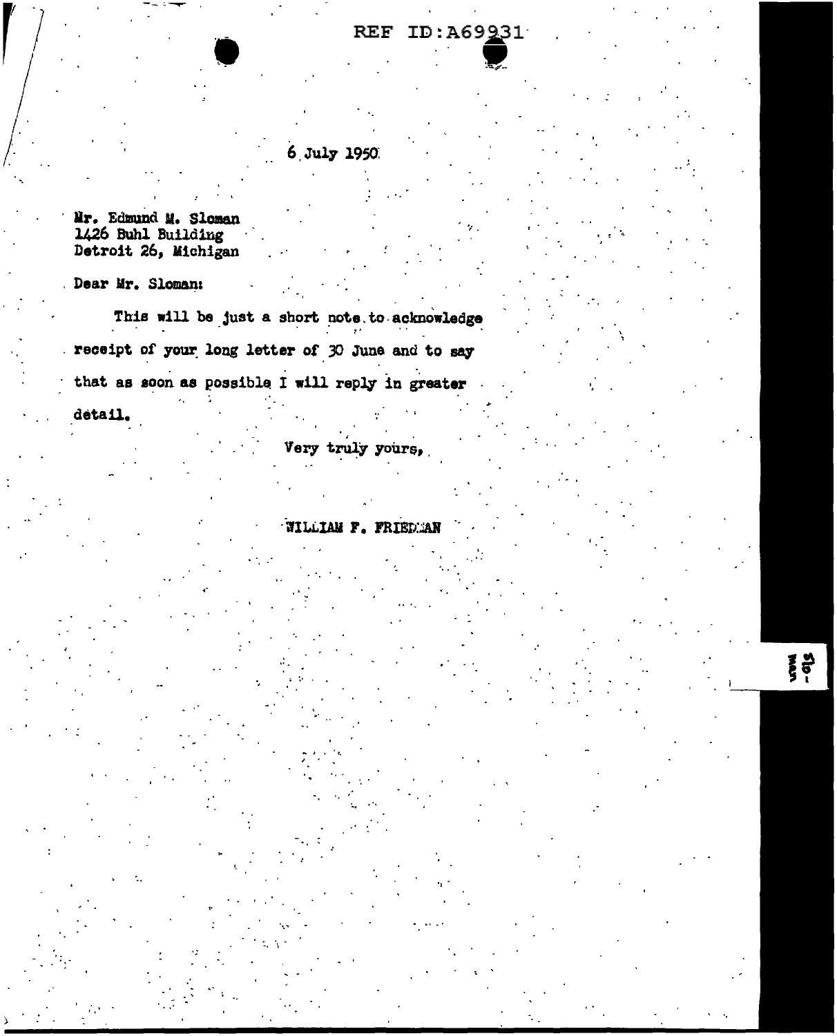REF ID:A69931

6 July 1950

Mr. Edmund M. Sloman
1426 Buhl Building
Detroit 26, Michigan

Dear Mr. Sloman:

This will be just a short note to acknowledge receipt of your long letter of 30 June and to say that as soon as possible I will reply in greater detail.

Very truly yours,

WILLIAM F. FRIEDMAN

Slo-man